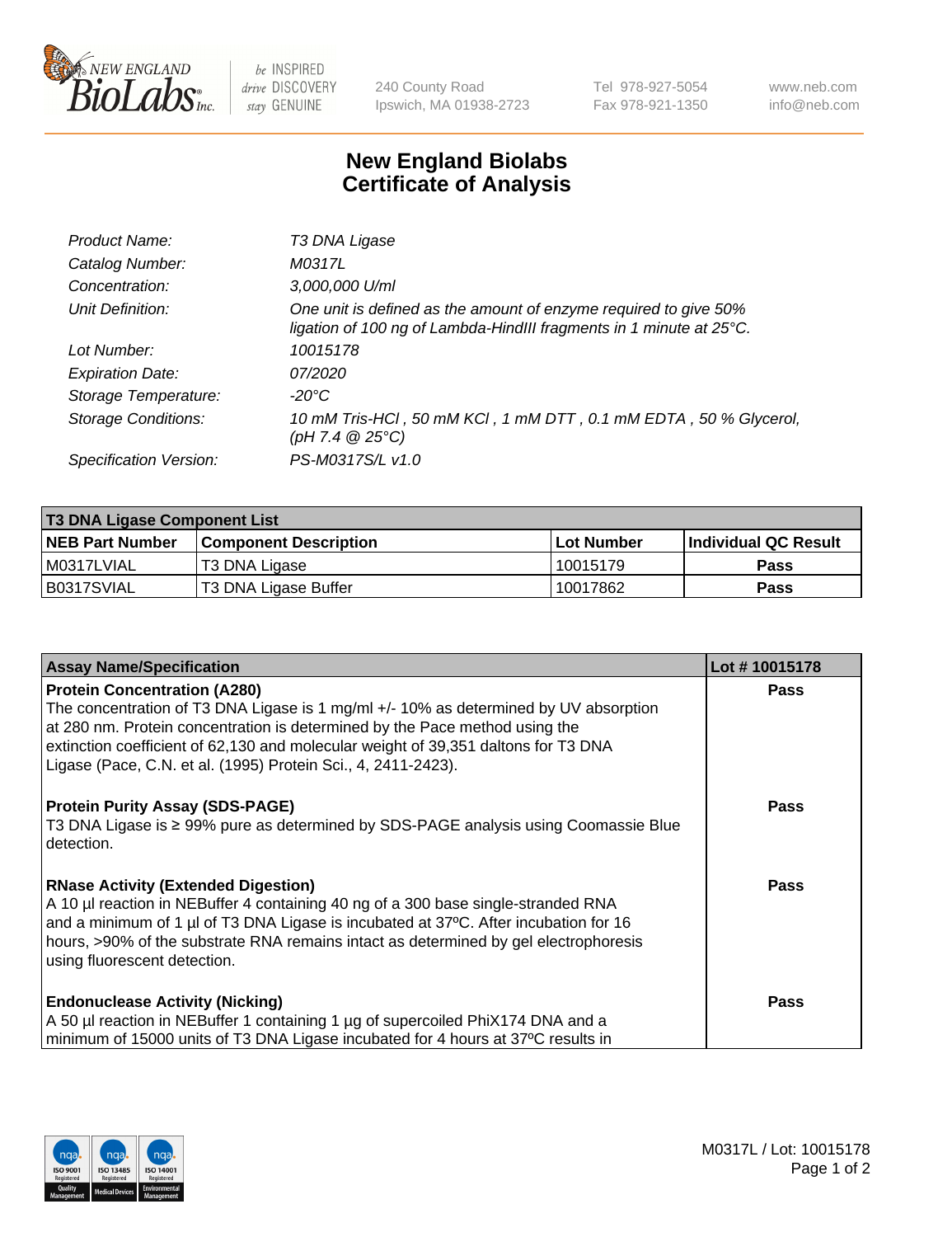# New England Biolabs Certificate of Analysis

| | |
|---|---|
| Product Name: | T3 DNA Ligase |
| Catalog Number: | M0317L |
| Concentration: | 3,000,000 U/ml |
| Unit Definition: | One unit is defined as the amount of enzyme required to give 50% ligation of 100 ng of Lambda-HindIII fragments in 1 minute at 25°C. |
| Lot Number: | 10015178 |
| Expiration Date: | 07/2020 |
| Storage Temperature: | -20°C |
| Storage Conditions: | 10 mM Tris-HCl , 50 mM KCl , 1 mM DTT , 0.1 mM EDTA , 50 % Glycerol, (pH 7.4 @ 25°C) |
| Specification Version: | PS-M0317S/L v1.0 |

| T3 DNA Ligase Component List | | | |
|---|---|---|---|
| **NEB Part Number** | **Component Description** | **Lot Number** | **Individual QC Result** |
| M0317LVIAL | T3 DNA Ligase | 10015179 | Pass |
| B0317SVIAL | T3 DNA Ligase Buffer | 10017862 | Pass |

| Assay Name/Specification | Lot # 10015178 |
|---|---|
| **Protein Concentration (A280)**<br>The concentration of T3 DNA Ligase is 1 mg/ml +/- 10% as determined by UV absorption at 280 nm. Protein concentration is determined by the Pace method using the extinction coefficient of 62,130 and molecular weight of 39,351 daltons for T3 DNA Ligase (Pace, C.N. et al. (1995) Protein Sci., 4, 2411-2423). | Pass |
| **Protein Purity Assay (SDS-PAGE)**<br>T3 DNA Ligase is ≥ 99% pure as determined by SDS-PAGE analysis using Coomassie Blue detection. | Pass |
| **RNase Activity (Extended Digestion)**<br>A 10 µl reaction in NEBuffer 4 containing 40 ng of a 300 base single-stranded RNA and a minimum of 1 µl of T3 DNA Ligase is incubated at 37ºC. After incubation for 16 hours, >90% of the substrate RNA remains intact as determined by gel electrophoresis using fluorescent detection. | Pass |
| **Endonuclease Activity (Nicking)**<br>A 50 µl reaction in NEBuffer 1 containing 1 µg of supercoiled PhiX174 DNA and a minimum of 15000 units of T3 DNA Ligase incubated for 4 hours at 37ºC results in | Pass |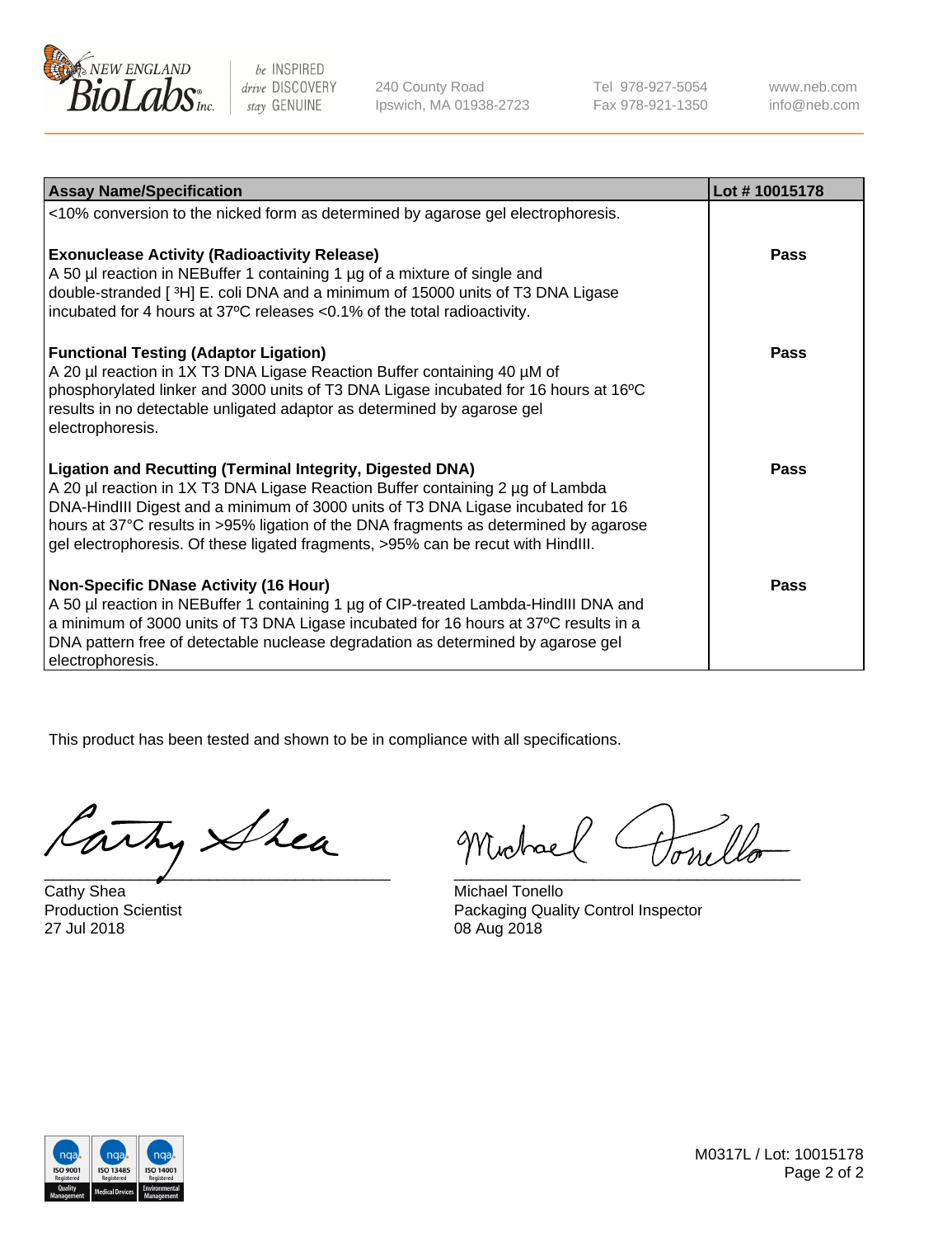| Assay Name/Specification | Lot # 10015178 |
| --- | --- |
| <10% conversion to the nicked form as determined by agarose gel electrophoresis. | |
| **Exonuclease Activity (Radioactivity Release)**<br>A 50 µl reaction in NEBuffer 1 containing 1 µg of a mixture of single and double-stranded [ $^3$H] E. coli DNA and a minimum of 15000 units of T3 DNA Ligase incubated for 4 hours at 37ºC releases <0.1% of the total radioactivity. | **Pass** |
| **Functional Testing (Adaptor Ligation)**<br>A 20 µl reaction in 1X T3 DNA Ligase Reaction Buffer containing 40 µM of phosphorylated linker and 3000 units of T3 DNA Ligase incubated for 16 hours at 16ºC results in no detectable unligated adaptor as determined by agarose gel electrophoresis. | **Pass** |
| **Ligation and Recutting (Terminal Integrity, Digested DNA)**<br>A 20 µl reaction in 1X T3 DNA Ligase Reaction Buffer containing 2 µg of Lambda DNA-HindIII Digest and a minimum of 3000 units of T3 DNA Ligase incubated for 16 hours at 37°C results in >95% ligation of the DNA fragments as determined by agarose gel electrophoresis. Of these ligated fragments, >95% can be recut with HindIII. | **Pass** |
| **Non-Specific DNase Activity (16 Hour)**<br>A 50 µl reaction in NEBuffer 1 containing 1 µg of CIP-treated Lambda-HindIII DNA and a minimum of 3000 units of T3 DNA Ligase incubated for 16 hours at 37ºC results in a DNA pattern free of detectable nuclease degradation as determined by agarose gel electrophoresis. | **Pass** |

This product has been tested and shown to be in compliance with all specifications.

Cathy Shea
Production Scientist
27 Jul 2018

Michael Tonello
Packaging Quality Control Inspector
08 Aug 2018

M0317L / Lot: 10015178